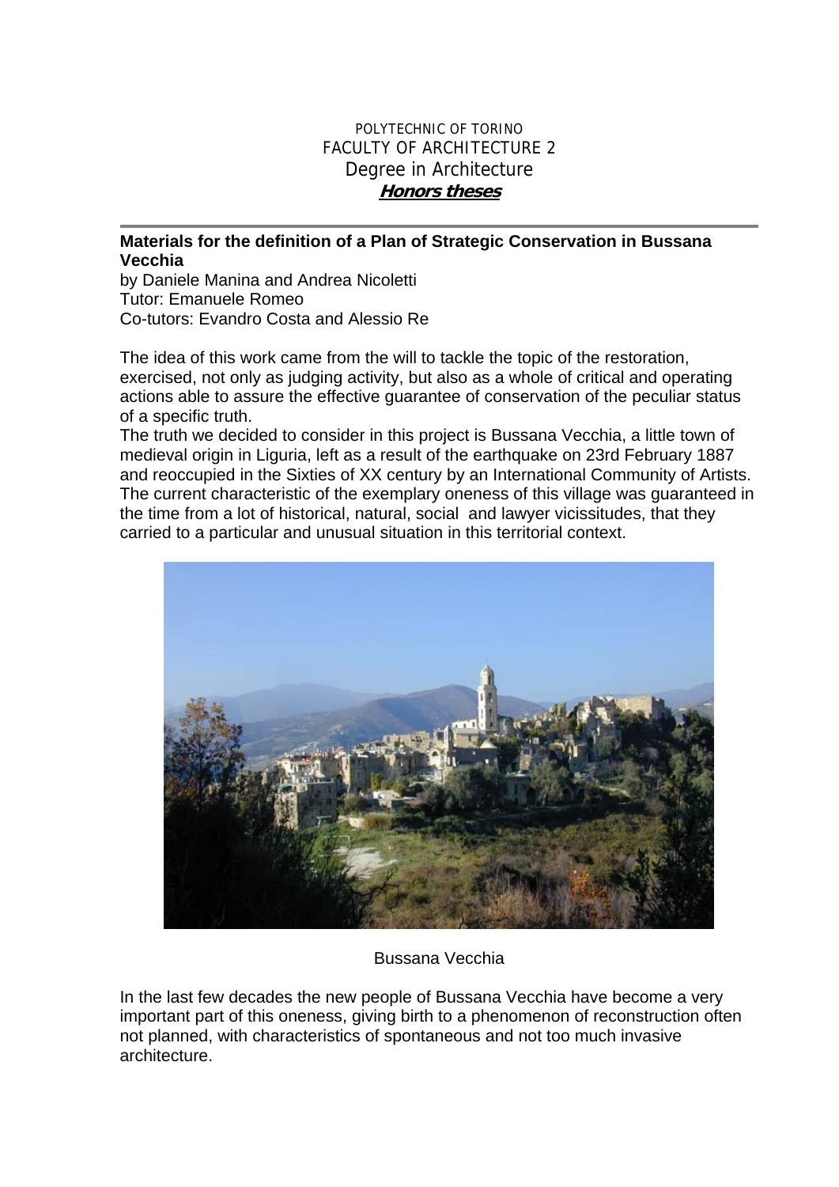POLYTECHNIC OF TORINO
FACULTY OF ARCHITECTURE 2
Degree in Architecture
***Honors theses***

---

**Materials for the definition of a Plan of Strategic Conservation in Bussana Vecchia**
by Daniele Manina and Andrea Nicoletti
Tutor: Emanuele Romeo
Co-tutors: Evandro Costa and Alessio Re

The idea of this work came from the will to tackle the topic of the restoration, exercised, not only as judging activity, but also as a whole of critical and operating actions able to assure the effective guarantee of conservation of the peculiar status of a specific truth.
The truth we decided to consider in this project is Bussana Vecchia, a little town of medieval origin in Liguria, left as a result of the earthquake on 23rd February 1887 and reoccupied in the Sixties of XX century by an International Community of Artists. The current characteristic of the exemplary oneness of this village was guaranteed in the time from a lot of historical, natural, social and lawyer vicissitudes, that they carried to a particular and unusual situation in this territorial context.

Bussana Vecchia

In the last few decades the new people of Bussana Vecchia have become a very important part of this oneness, giving birth to a phenomenon of reconstruction often not planned, with characteristics of spontaneous and not too much invasive architecture.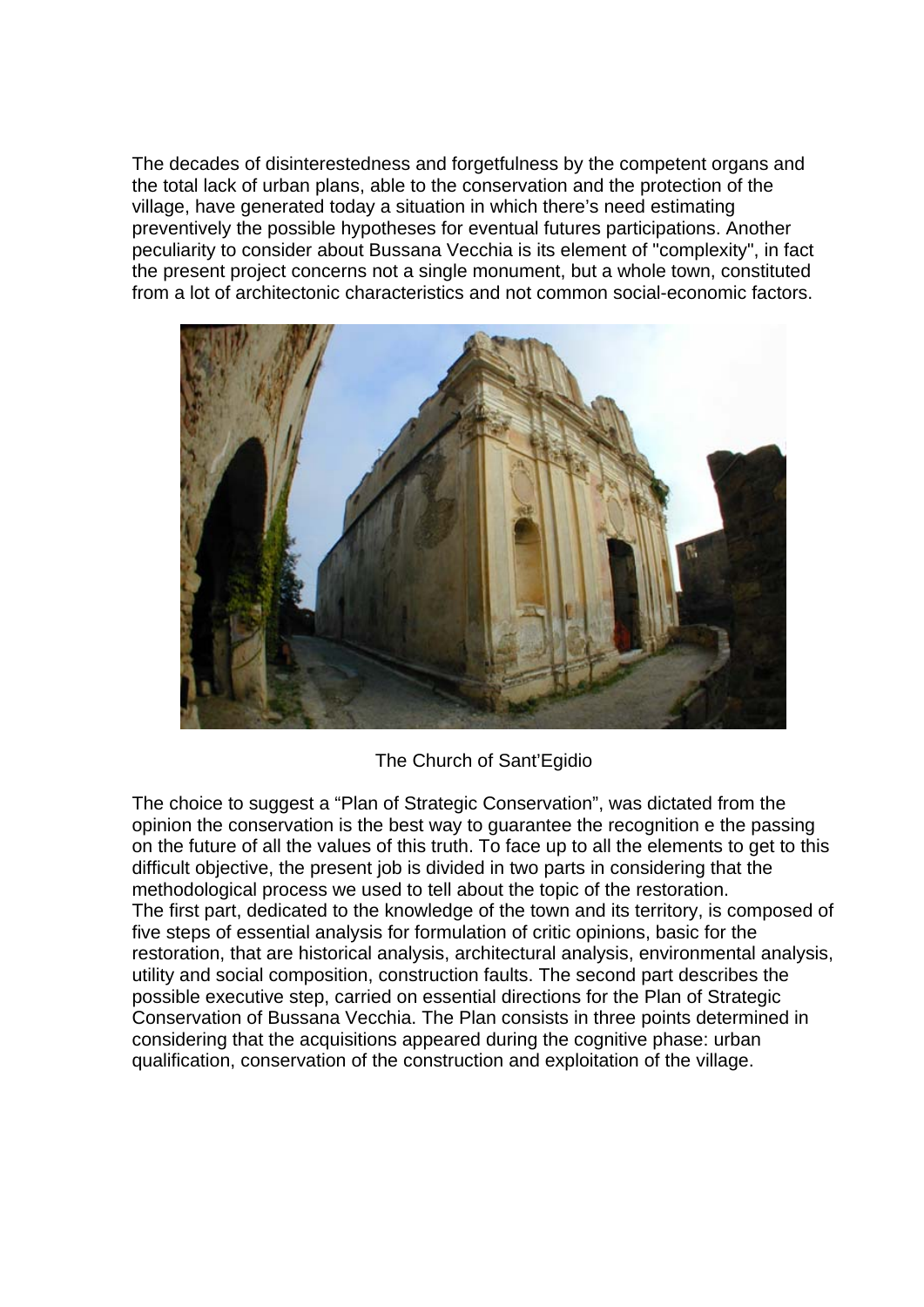The decades of disinterestedness and forgetfulness by the competent organs and the total lack of urban plans, able to the conservation and the protection of the village, have generated today a situation in which there's need estimating preventively the possible hypotheses for eventual futures participations. Another peculiarity to consider about Bussana Vecchia is its element of "complexity", in fact the present project concerns not a single monument, but a whole town, constituted from a lot of architectonic characteristics and not common social-economic factors.

The Church of Sant'Egidio

The choice to suggest a "Plan of Strategic Conservation", was dictated from the opinion the conservation is the best way to guarantee the recognition e the passing on the future of all the values of this truth. To face up to all the elements to get to this difficult objective, the present job is divided in two parts in considering that the methodological process we used to tell about the topic of the restoration.
The first part, dedicated to the knowledge of the town and its territory, is composed of five steps of essential analysis for formulation of critic opinions, basic for the restoration, that are historical analysis, architectural analysis, environmental analysis, utility and social composition, construction faults. The second part describes the possible executive step, carried on essential directions for the Plan of Strategic Conservation of Bussana Vecchia. The Plan consists in three points determined in considering that the acquisitions appeared during the cognitive phase: urban qualification, conservation of the construction and exploitation of the village.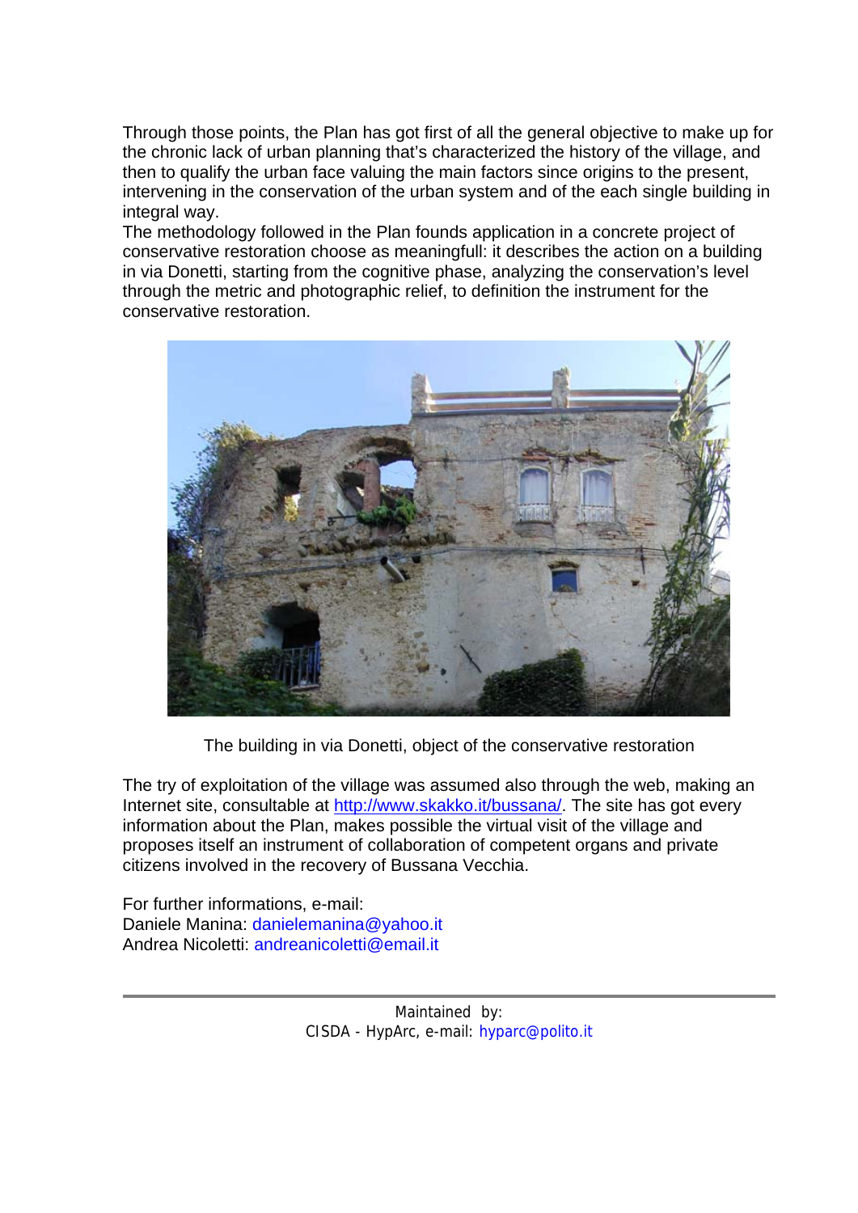Through those points, the Plan has got first of all the general objective to make up for the chronic lack of urban planning that's characterized the history of the village, and then to qualify the urban face valuing the main factors since origins to the present, intervening in the conservation of the urban system and of the each single building in integral way.
The methodology followed in the Plan founds application in a concrete project of conservative restoration choose as meaningfull: it describes the action on a building in via Donetti, starting from the cognitive phase, analyzing the conservation's level through the metric and photographic relief, to definition the instrument for the conservative restoration.

The building in via Donetti, object of the conservative restoration

The try of exploitation of the village was assumed also through the web, making an Internet site, consultable at http://www.skakko.it/bussana/. The site has got every information about the Plan, makes possible the virtual visit of the village and proposes itself an instrument of collaboration of competent organs and private citizens involved in the recovery of Bussana Vecchia.

For further informations, e-mail:
Daniele Manina: danielemanina@yahoo.it
Andrea Nicoletti: andreanicoletti@email.it

---

Maintained by:
CISDA - HypArc, e-mail: hyparc@polito.it